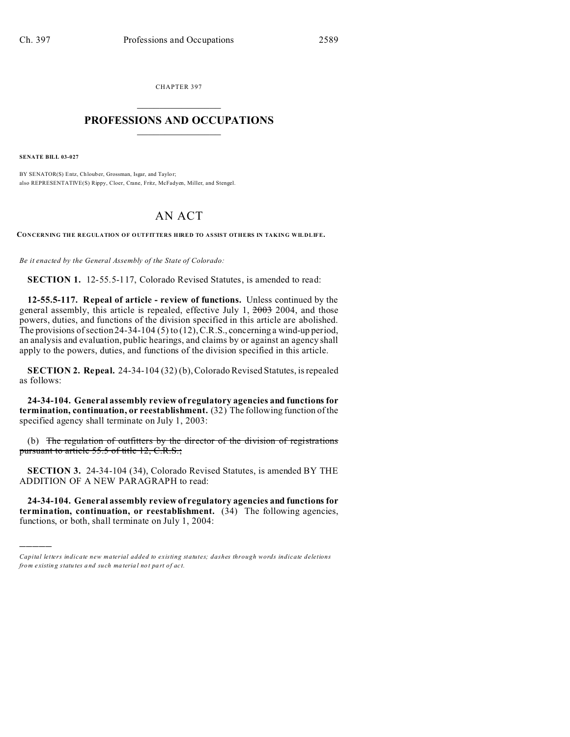CHAPTER 397

# PROFESSIONS AND OCCUPATIONS

**SENATE BILL 03-027**

BY SENATOR(S) Entz, Chlouber, Grossman, Isgar, and Taylor;
also REPRESENTATIVE(S) Rippy, Cloer, Crane, Fritz, McFadyen, Miller, and Stengel.

# AN ACT

**CONCERNING THE REGULATION OF OUTFITTERS HIRED TO ASSIST OTHERS IN TAKING WILDLIFE.**

*Be it enacted by the General Assembly of the State of Colorado:*

**SECTION 1.** 12-55.5-117, Colorado Revised Statutes, is amended to read:

**12-55.5-117. Repeal of article - review of functions.** Unless continued by the general assembly, this article is repealed, effective July 1, ~~2003~~ 2004, and those powers, duties, and functions of the division specified in this article are abolished. The provisions of section 24-34-104 (5) to (12), C.R.S., concerning a wind-up period, an analysis and evaluation, public hearings, and claims by or against an agency shall apply to the powers, duties, and functions of the division specified in this article.

**SECTION 2. Repeal.** 24-34-104 (32) (b), Colorado Revised Statutes, is repealed as follows:

**24-34-104. General assembly review of regulatory agencies and functions for termination, continuation, or reestablishment.** (32) The following function of the specified agency shall terminate on July 1, 2003:

(b) ~~The regulation of outfitters by the director of the division of registrations pursuant to article 55.5 of title 12, C.R.S.;~~

**SECTION 3.** 24-34-104 (34), Colorado Revised Statutes, is amended BY THE ADDITION OF A NEW PARAGRAPH to read:

**24-34-104. General assembly review of regulatory agencies and functions for termination, continuation, or reestablishment.** (34) The following agencies, functions, or both, shall terminate on July 1, 2004:

---

*Capital letters indicate new material added to existing statutes; dashes through words indicate deletions from existing statutes and such material not part of act.*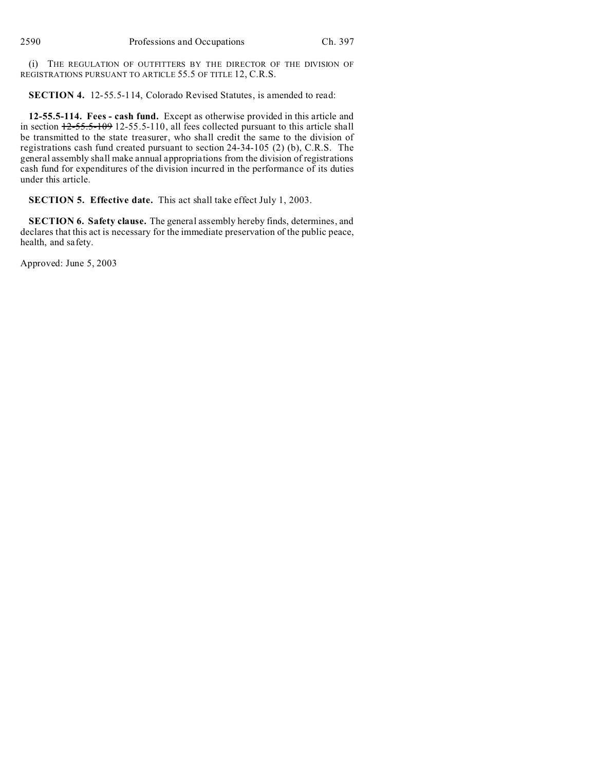(i) THE REGULATION OF OUTFITTERS BY THE DIRECTOR OF THE DIVISION OF REGISTRATIONS PURSUANT TO ARTICLE 55.5 OF TITLE 12, C.R.S.

**SECTION 4.** 12-55.5-114, Colorado Revised Statutes, is amended to read:

**12-55.5-114. Fees - cash fund.** Except as otherwise provided in this article and in section ~~12-55.5-109~~ 12-55.5-110, all fees collected pursuant to this article shall be transmitted to the state treasurer, who shall credit the same to the division of registrations cash fund created pursuant to section 24-34-105 (2) (b), C.R.S. The general assembly shall make annual appropriations from the division of registrations cash fund for expenditures of the division incurred in the performance of its duties under this article.

**SECTION 5. Effective date.** This act shall take effect July 1, 2003.

**SECTION 6. Safety clause.** The general assembly hereby finds, determines, and declares that this act is necessary for the immediate preservation of the public peace, health, and safety.

Approved: June 5, 2003